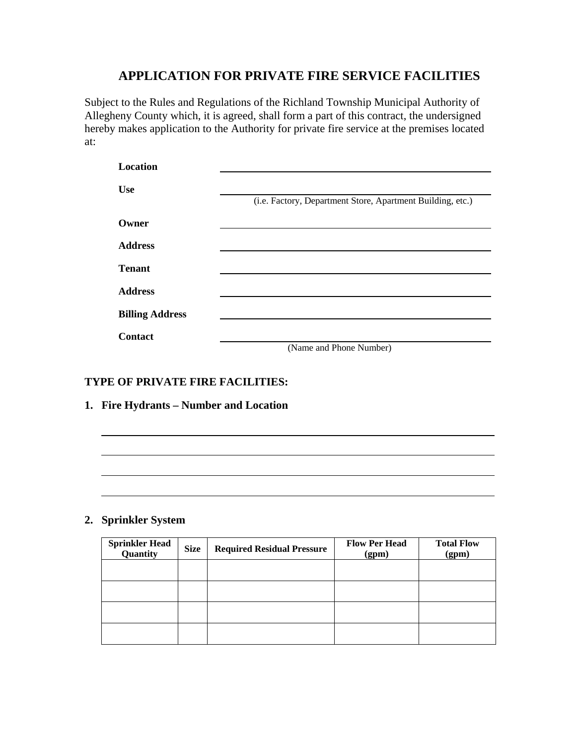# APPLICATION FOR PRIVATE FIRE SERVICE FACILITIES

Subject to the Rules and Regulations of the Richland Township Municipal Authority of Allegheny County which, it is agreed, shall form a part of this contract, the undersigned hereby makes application to the Authority for private fire service at the premises located at:

**Location** ______________________________

**Use** ______________________________
(i.e. Factory, Department Store, Apartment Building, etc.)

**Owner** ______________________________

**Address** ______________________________

**Tenant** ______________________________

**Address** ______________________________

**Billing Address** ______________________________

**Contact** ______________________________
(Name and Phone Number)

## TYPE OF PRIVATE FIRE FACILITIES:

### 1. Fire Hydrants – Number and Location

______________________________

______________________________

______________________________

______________________________

### 2. Sprinkler System

| Sprinkler Head Quantity | Size | Required Residual Pressure | Flow Per Head (gpm) | Total Flow (gpm) |
|---|---|---|---|---|
| | | | | |
| | | | | |
| | | | | |
| | | | | |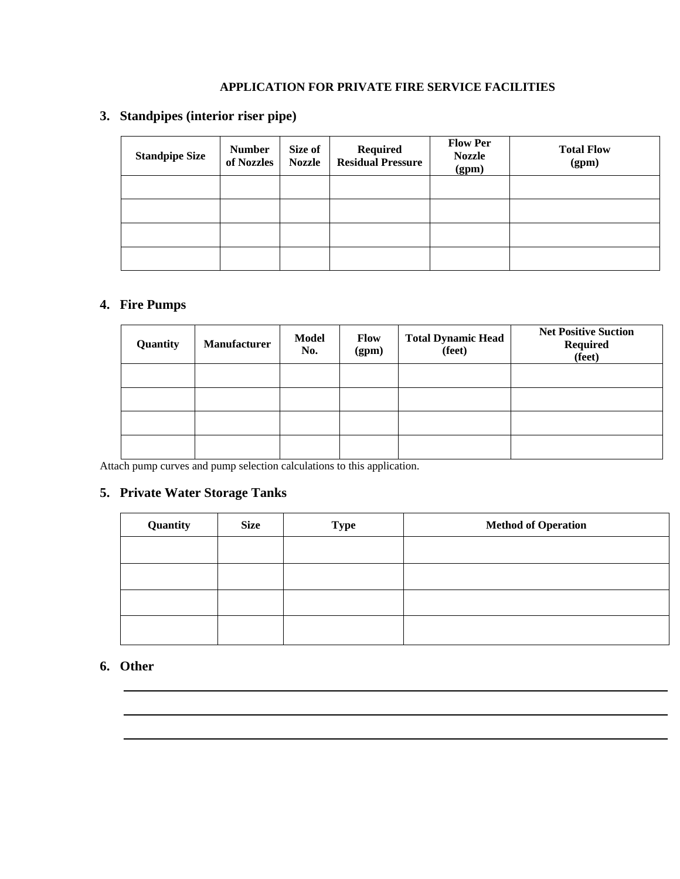**APPLICATION FOR PRIVATE FIRE SERVICE FACILITIES**

## 3. Standpipes (interior riser pipe)

| Standpipe Size | Number of Nozzles | Size of Nozzle | Required Residual Pressure | Flow Per Nozzle (gpm) | Total Flow (gpm) |
|---|---|---|---|---|---|
| | | | | | |
| | | | | | |
| | | | | | |
| | | | | | |

## 4. Fire Pumps

| Quantity | Manufacturer | Model No. | Flow (gpm) | Total Dynamic Head (feet) | Net Positive Suction Required (feet) |
|---|---|---|---|---|---|
| | | | | | |
| | | | | | |
| | | | | | |
| | | | | | |

Attach pump curves and pump selection calculations to this application.

## 5. Private Water Storage Tanks

| Quantity | Size | Type | Method of Operation |
|---|---|---|---|
| | | | |
| | | | |
| | | | |
| | | | |

## 6. Other

\_\_\_\_\_\_\_\_\_\_\_\_\_\_\_\_\_\_\_\_\_\_\_\_\_\_\_\_\_\_\_\_\_\_\_\_\_\_\_\_\_\_\_\_\_\_\_\_\_\_\_\_\_\_\_\_\_\_\_\_

\_\_\_\_\_\_\_\_\_\_\_\_\_\_\_\_\_\_\_\_\_\_\_\_\_\_\_\_\_\_\_\_\_\_\_\_\_\_\_\_\_\_\_\_\_\_\_\_\_\_\_\_\_\_\_\_\_\_\_\_

\_\_\_\_\_\_\_\_\_\_\_\_\_\_\_\_\_\_\_\_\_\_\_\_\_\_\_\_\_\_\_\_\_\_\_\_\_\_\_\_\_\_\_\_\_\_\_\_\_\_\_\_\_\_\_\_\_\_\_\_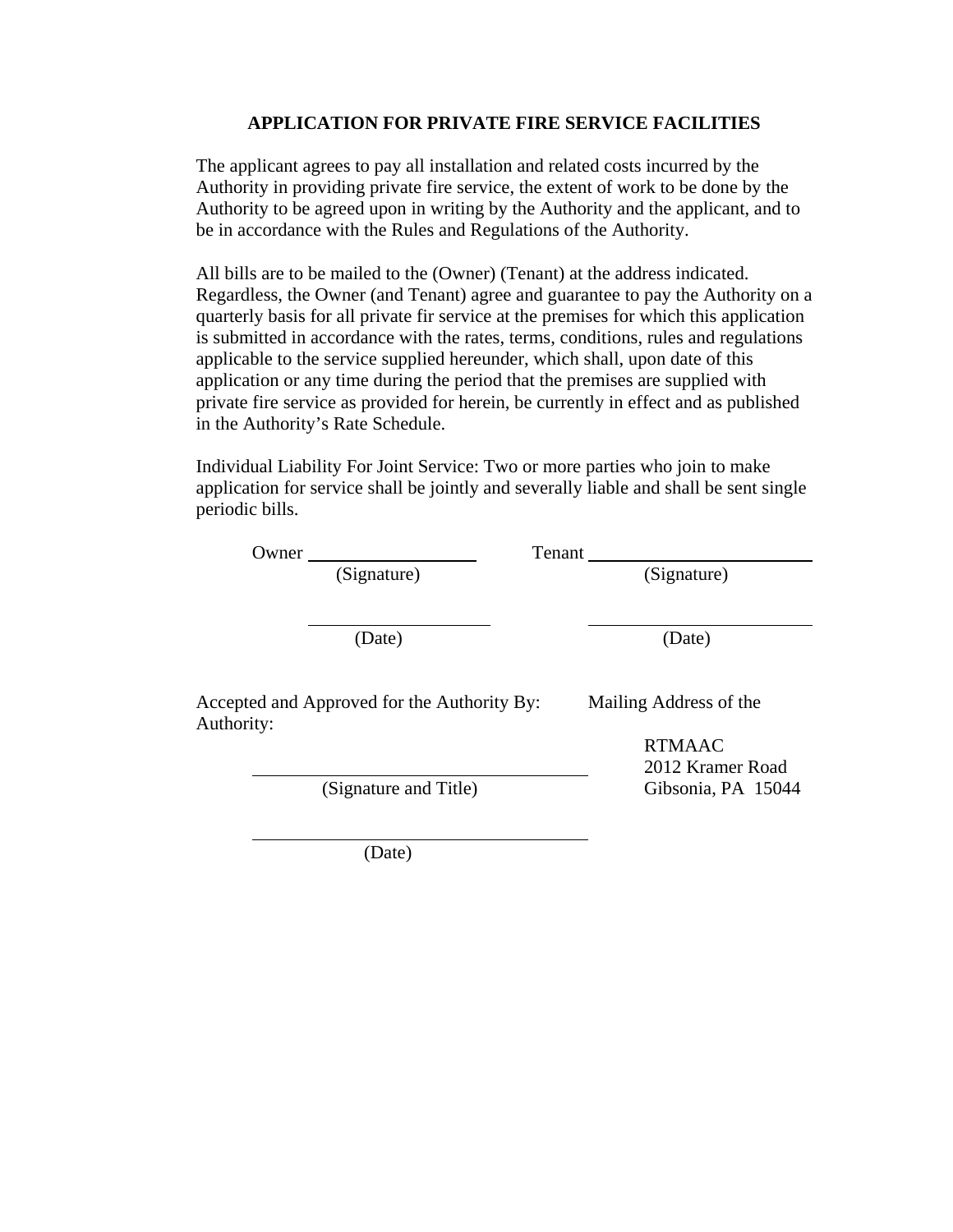## APPLICATION FOR PRIVATE FIRE SERVICE FACILITIES

The applicant agrees to pay all installation and related costs incurred by the Authority in providing private fire service, the extent of work to be done by the Authority to be agreed upon in writing by the Authority and the applicant, and to be in accordance with the Rules and Regulations of the Authority.

All bills are to be mailed to the (Owner) (Tenant) at the address indicated. Regardless, the Owner (and Tenant) agree and guarantee to pay the Authority on a quarterly basis for all private fir service at the premises for which this application is submitted in accordance with the rates, terms, conditions, rules and regulations applicable to the service supplied hereunder, which shall, upon date of this application or any time during the period that the premises are supplied with private fire service as provided for herein, be currently in effect and as published in the Authority's Rate Schedule.

Individual Liability For Joint Service: Two or more parties who join to make application for service shall be jointly and severally liable and shall be sent single periodic bills.

Owner ____________________ Tenant ____________________

(Signature) (Signature)

____________________ ____________________

(Date) (Date)

Accepted and Approved for the Authority By:

____________________________________

(Signature and Title)

____________________________________

(Date)

Mailing Address of the Authority:

RTMAAC
2012 Kramer Road
Gibsonia, PA 15044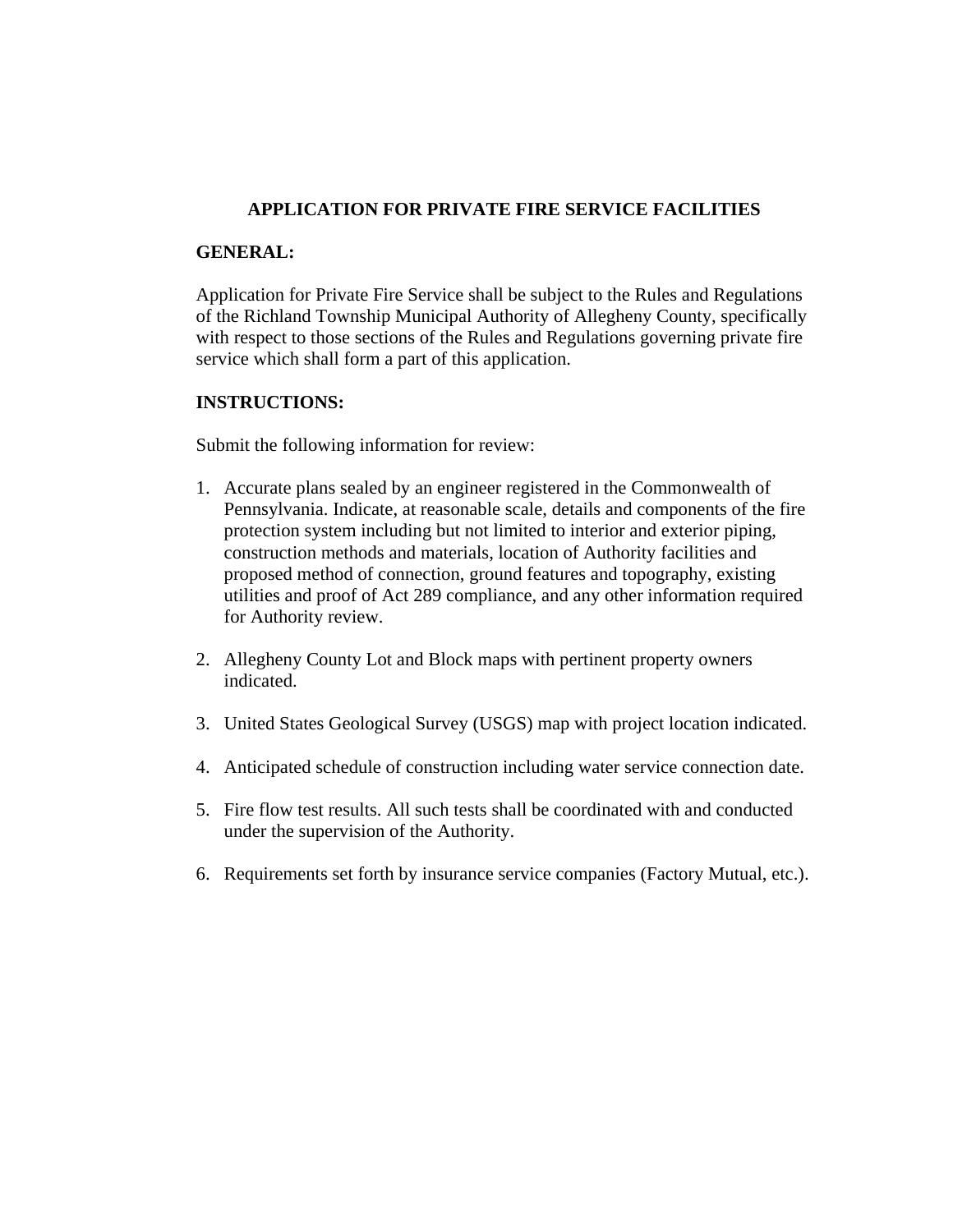# APPLICATION FOR PRIVATE FIRE SERVICE FACILITIES

## GENERAL:

Application for Private Fire Service shall be subject to the Rules and Regulations of the Richland Township Municipal Authority of Allegheny County, specifically with respect to those sections of the Rules and Regulations governing private fire service which shall form a part of this application.

## INSTRUCTIONS:

Submit the following information for review:

1. Accurate plans sealed by an engineer registered in the Commonwealth of Pennsylvania. Indicate, at reasonable scale, details and components of the fire protection system including but not limited to interior and exterior piping, construction methods and materials, location of Authority facilities and proposed method of connection, ground features and topography, existing utilities and proof of Act 289 compliance, and any other information required for Authority review.

2. Allegheny County Lot and Block maps with pertinent property owners indicated.

3. United States Geological Survey (USGS) map with project location indicated.

4. Anticipated schedule of construction including water service connection date.

5. Fire flow test results. All such tests shall be coordinated with and conducted under the supervision of the Authority.

6. Requirements set forth by insurance service companies (Factory Mutual, etc.).